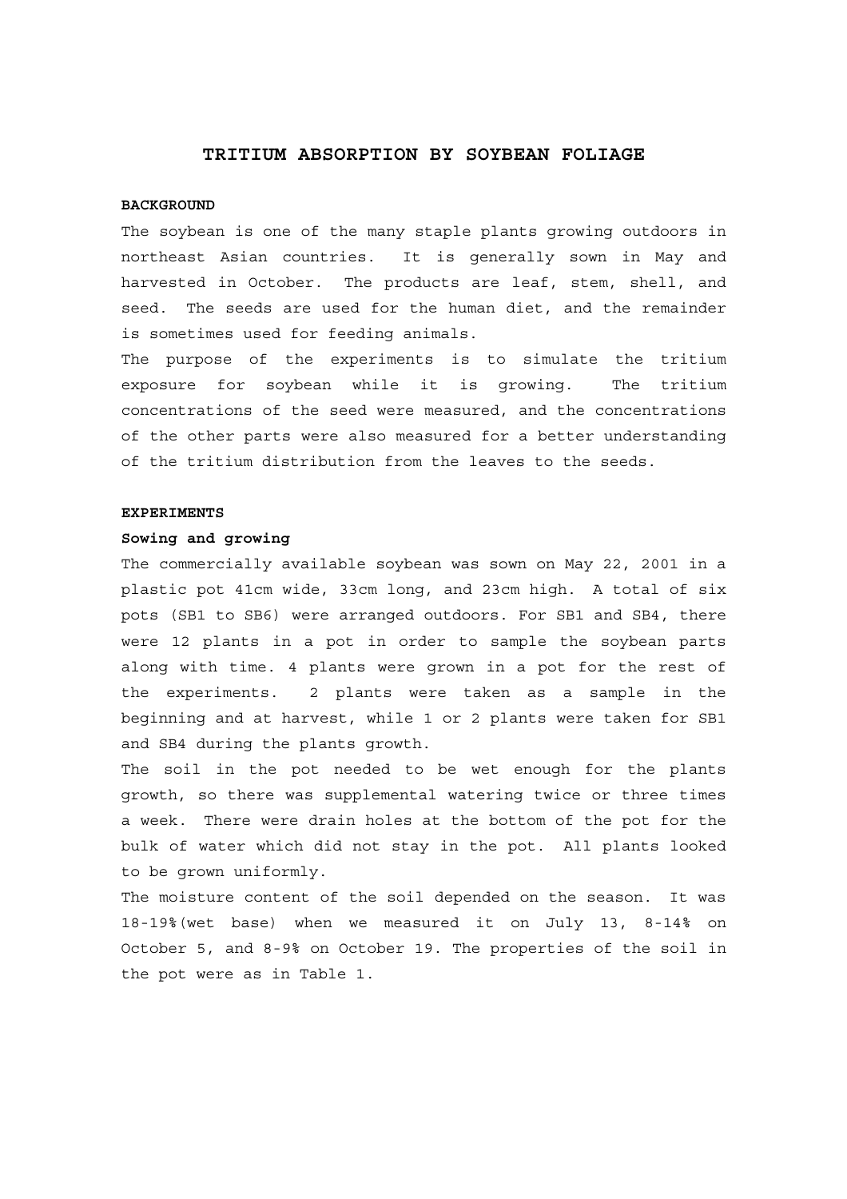# TRITIUM ABSORPTION BY SOYBEAN FOLIAGE

## BACKGROUND

The soybean is one of the many staple plants growing outdoors in northeast Asian countries. It is generally sown in May and harvested in October. The products are leaf, stem, shell, and seed. The seeds are used for the human diet, and the remainder is sometimes used for feeding animals.

The purpose of the experiments is to simulate the tritium exposure for soybean while it is growing. The tritium concentrations of the seed were measured, and the concentrations of the other parts were also measured for a better understanding of the tritium distribution from the leaves to the seeds.

## EXPERIMENTS

### Sowing and growing

The commercially available soybean was sown on May 22, 2001 in a plastic pot 41cm wide, 33cm long, and 23cm high. A total of six pots (SB1 to SB6) were arranged outdoors. For SB1 and SB4, there were 12 plants in a pot in order to sample the soybean parts along with time. 4 plants were grown in a pot for the rest of the experiments. 2 plants were taken as a sample in the beginning and at harvest, while 1 or 2 plants were taken for SB1 and SB4 during the plants growth.

The soil in the pot needed to be wet enough for the plants growth, so there was supplemental watering twice or three times a week. There were drain holes at the bottom of the pot for the bulk of water which did not stay in the pot. All plants looked to be grown uniformly.

The moisture content of the soil depended on the season. It was 18-19%(wet base) when we measured it on July 13, 8-14% on October 5, and 8-9% on October 19. The properties of the soil in the pot were as in Table 1.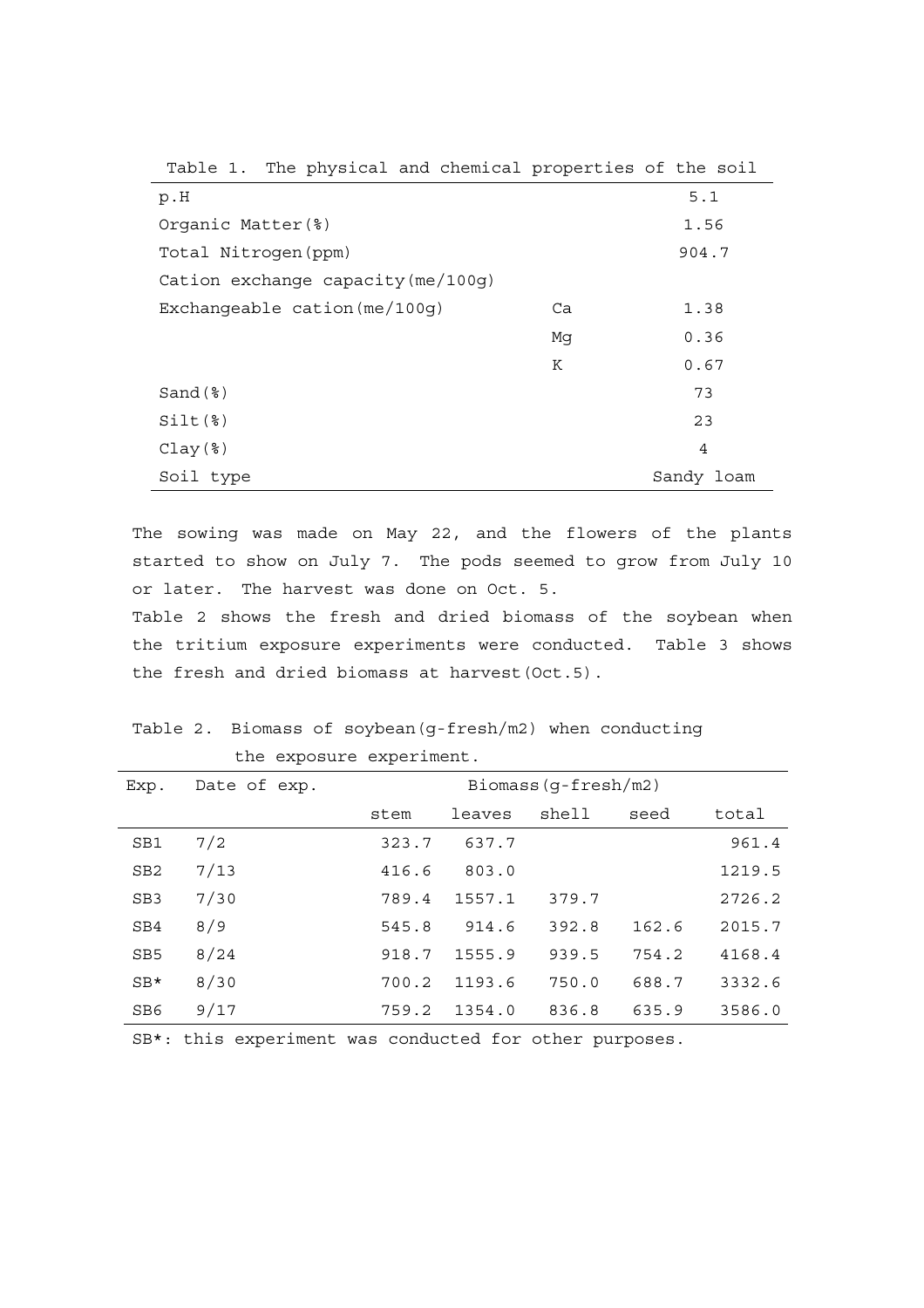Table 1. The physical and chemical properties of the soil

| | | |
|---|---|---|
| p.H | | 5.1 |
| Organic Matter(%) | | 1.56 |
| Total Nitrogen(ppm) | | 904.7 |
| Cation exchange capacity(me/100g) | | |
| Exchangeable cation(me/100g) | Ca | 1.38 |
| | Mg | 0.36 |
| | K | 0.67 |
| Sand(%) | | 73 |
| Silt(%) | | 23 |
| Clay(%) | | 4 |
| Soil type | | Sandy loam |

The sowing was made on May 22, and the flowers of the plants started to show on July 7. The pods seemed to grow from July 10 or later. The harvest was done on Oct. 5.
Table 2 shows the fresh and dried biomass of the soybean when the tritium exposure experiments were conducted. Table 3 shows the fresh and dried biomass at harvest(Oct.5).

Table 2. Biomass of soybean(g-fresh/m2) when conducting the exposure experiment.

| Exp. | Date of exp. | Biomass(g-fresh/m2) | | | | |
|---|---|---|---|---|---|---|
| | | stem | leaves | shell | seed | total |
| SB1 | 7/2 | 323.7 | 637.7 | | | 961.4 |
| SB2 | 7/13 | 416.6 | 803.0 | | | 1219.5 |
| SB3 | 7/30 | 789.4 | 1557.1 | 379.7 | | 2726.2 |
| SB4 | 8/9 | 545.8 | 914.6 | 392.8 | 162.6 | 2015.7 |
| SB5 | 8/24 | 918.7 | 1555.9 | 939.5 | 754.2 | 4168.4 |
| SB* | 8/30 | 700.2 | 1193.6 | 750.0 | 688.7 | 3332.6 |
| SB6 | 9/17 | 759.2 | 1354.0 | 836.8 | 635.9 | 3586.0 |

SB*: this experiment was conducted for other purposes.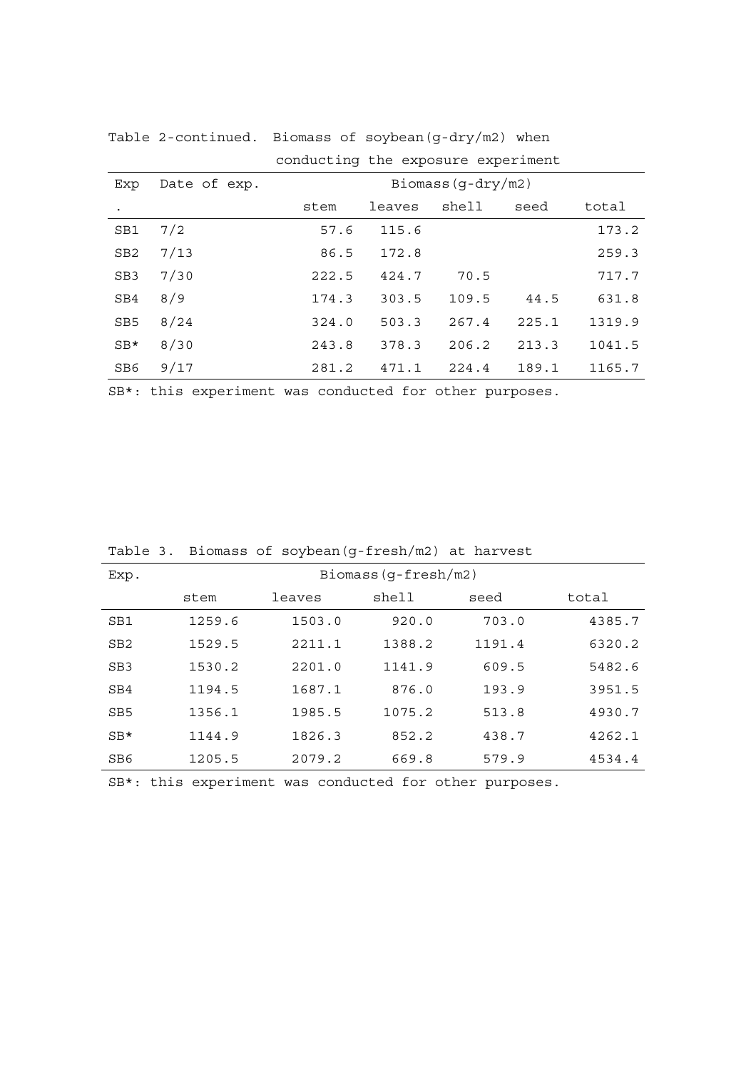Table 2-continued. Biomass of soybean(g-dry/m2) when conducting the exposure experiment

| Exp. | Date of exp. | Biomass(g-dry/m2) | | | | |
|---|---|---|---|---|---|---|
| | | stem | leaves | shell | seed | total |
| SB1 | 7/2 | 57.6 | 115.6 | | | 173.2 |
| SB2 | 7/13 | 86.5 | 172.8 | | | 259.3 |
| SB3 | 7/30 | 222.5 | 424.7 | 70.5 | | 717.7 |
| SB4 | 8/9 | 174.3 | 303.5 | 109.5 | 44.5 | 631.8 |
| SB5 | 8/24 | 324.0 | 503.3 | 267.4 | 225.1 | 1319.9 |
| SB* | 8/30 | 243.8 | 378.3 | 206.2 | 213.3 | 1041.5 |
| SB6 | 9/17 | 281.2 | 471.1 | 224.4 | 189.1 | 1165.7 |

SB*: this experiment was conducted for other purposes.

Table 3. Biomass of soybean(g-fresh/m2) at harvest

| Exp. | Biomass(g-fresh/m2) | | | | |
|---|---|---|---|---|---|
| | stem | leaves | shell | seed | total |
| SB1 | 1259.6 | 1503.0 | 920.0 | 703.0 | 4385.7 |
| SB2 | 1529.5 | 2211.1 | 1388.2 | 1191.4 | 6320.2 |
| SB3 | 1530.2 | 2201.0 | 1141.9 | 609.5 | 5482.6 |
| SB4 | 1194.5 | 1687.1 | 876.0 | 193.9 | 3951.5 |
| SB5 | 1356.1 | 1985.5 | 1075.2 | 513.8 | 4930.7 |
| SB* | 1144.9 | 1826.3 | 852.2 | 438.7 | 4262.1 |
| SB6 | 1205.5 | 2079.2 | 669.8 | 579.9 | 4534.4 |

SB*: this experiment was conducted for other purposes.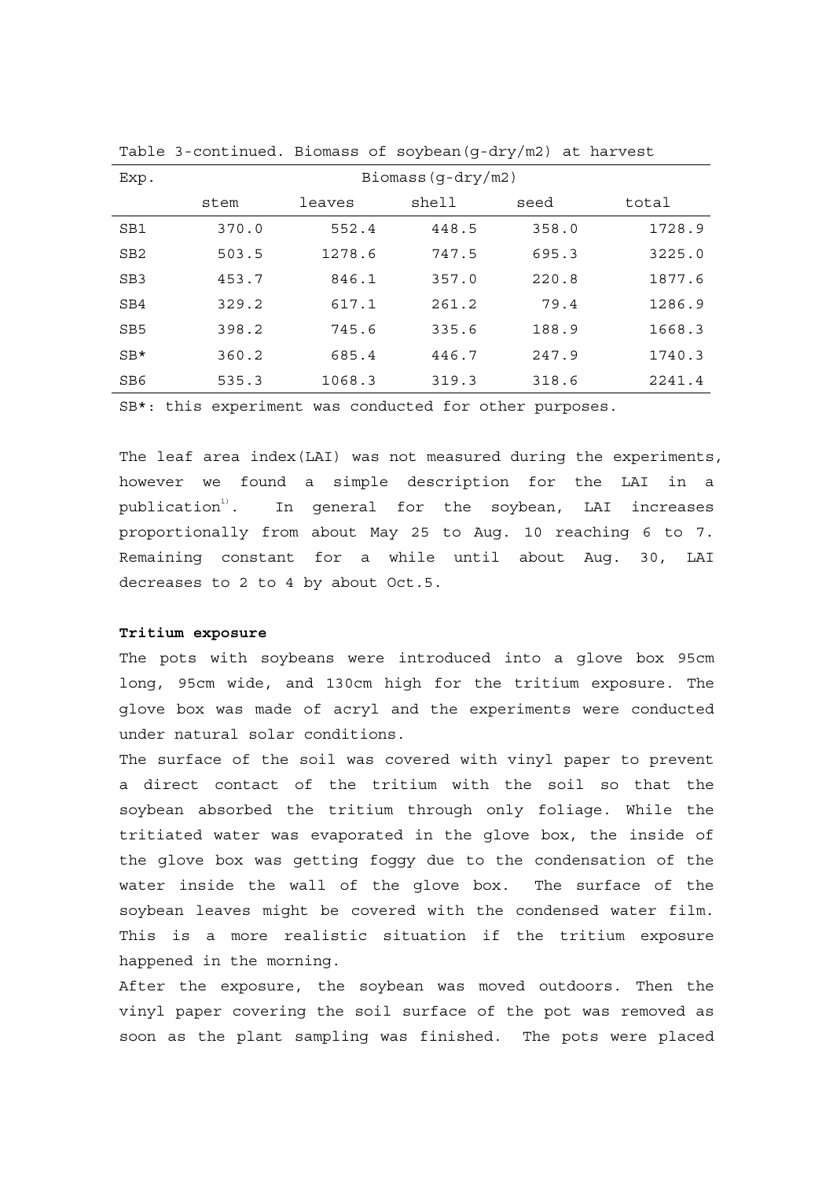Table 3-continued. Biomass of soybean(g-dry/m2) at harvest

| Exp. | Biomass(g-dry/m2) | | | | |
|---|---|---|---|---|---|
| | stem | leaves | shell | seed | total |
| SB1 | 370.0 | 552.4 | 448.5 | 358.0 | 1728.9 |
| SB2 | 503.5 | 1278.6 | 747.5 | 695.3 | 3225.0 |
| SB3 | 453.7 | 846.1 | 357.0 | 220.8 | 1877.6 |
| SB4 | 329.2 | 617.1 | 261.2 | 79.4 | 1286.9 |
| SB5 | 398.2 | 745.6 | 335.6 | 188.9 | 1668.3 |
| SB* | 360.2 | 685.4 | 446.7 | 247.9 | 1740.3 |
| SB6 | 535.3 | 1068.3 | 319.3 | 318.6 | 2241.4 |

SB*: this experiment was conducted for other purposes.

The leaf area index(LAI) was not measured during the experiments, however we found a simple description for the LAI in a publication[1). In general for the soybean, LAI increases proportionally from about May 25 to Aug. 10 reaching 6 to 7. Remaining constant for a while until about Aug. 30, LAI decreases to 2 to 4 by about Oct.5.

**Tritium exposure**

The pots with soybeans were introduced into a glove box 95cm long, 95cm wide, and 130cm high for the tritium exposure. The glove box was made of acryl and the experiments were conducted under natural solar conditions.

The surface of the soil was covered with vinyl paper to prevent a direct contact of the tritium with the soil so that the soybean absorbed the tritium through only foliage. While the tritiated water was evaporated in the glove box, the inside of the glove box was getting foggy due to the condensation of the water inside the wall of the glove box. The surface of the soybean leaves might be covered with the condensed water film. This is a more realistic situation if the tritium exposure happened in the morning.

After the exposure, the soybean was moved outdoors. Then the vinyl paper covering the soil surface of the pot was removed as soon as the plant sampling was finished. The pots were placed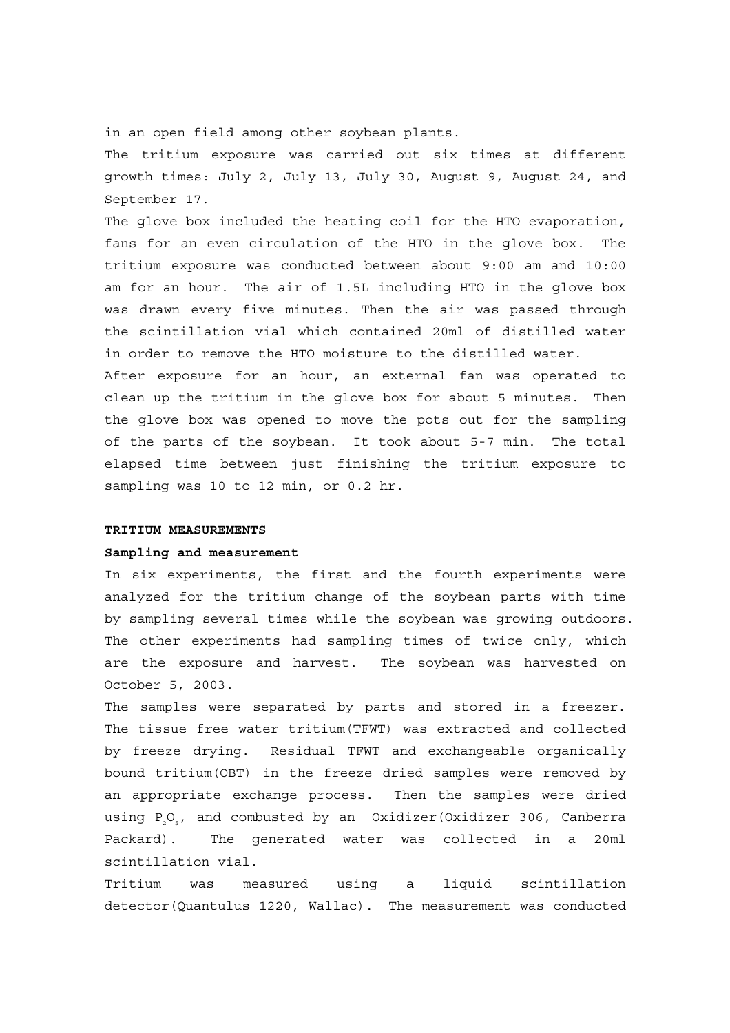in an open field among other soybean plants.

The tritium exposure was carried out six times at different growth times: July 2, July 13, July 30, August 9, August 24, and September 17.

The glove box included the heating coil for the HTO evaporation, fans for an even circulation of the HTO in the glove box. The tritium exposure was conducted between about 9:00 am and 10:00 am for an hour. The air of 1.5L including HTO in the glove box was drawn every five minutes. Then the air was passed through the scintillation vial which contained 20ml of distilled water in order to remove the HTO moisture to the distilled water.

After exposure for an hour, an external fan was operated to clean up the tritium in the glove box for about 5 minutes. Then the glove box was opened to move the pots out for the sampling of the parts of the soybean. It took about 5-7 min. The total elapsed time between just finishing the tritium exposure to sampling was 10 to 12 min, or 0.2 hr.

## TRITIUM MEASUREMENTS

### Sampling and measurement

In six experiments, the first and the fourth experiments were analyzed for the tritium change of the soybean parts with time by sampling several times while the soybean was growing outdoors. The other experiments had sampling times of twice only, which are the exposure and harvest. The soybean was harvested on October 5, 2003.

The samples were separated by parts and stored in a freezer. The tissue free water tritium(TFWT) was extracted and collected by freeze drying. Residual TFWT and exchangeable organically bound tritium(OBT) in the freeze dried samples were removed by an appropriate exchange process. Then the samples were dried using $P_2O_5$, and combusted by an Oxidizer(Oxidizer 306, Canberra Packard). The generated water was collected in a 20ml scintillation vial.

Tritium was measured using a liquid scintillation detector(Quantulus 1220, Wallac). The measurement was conducted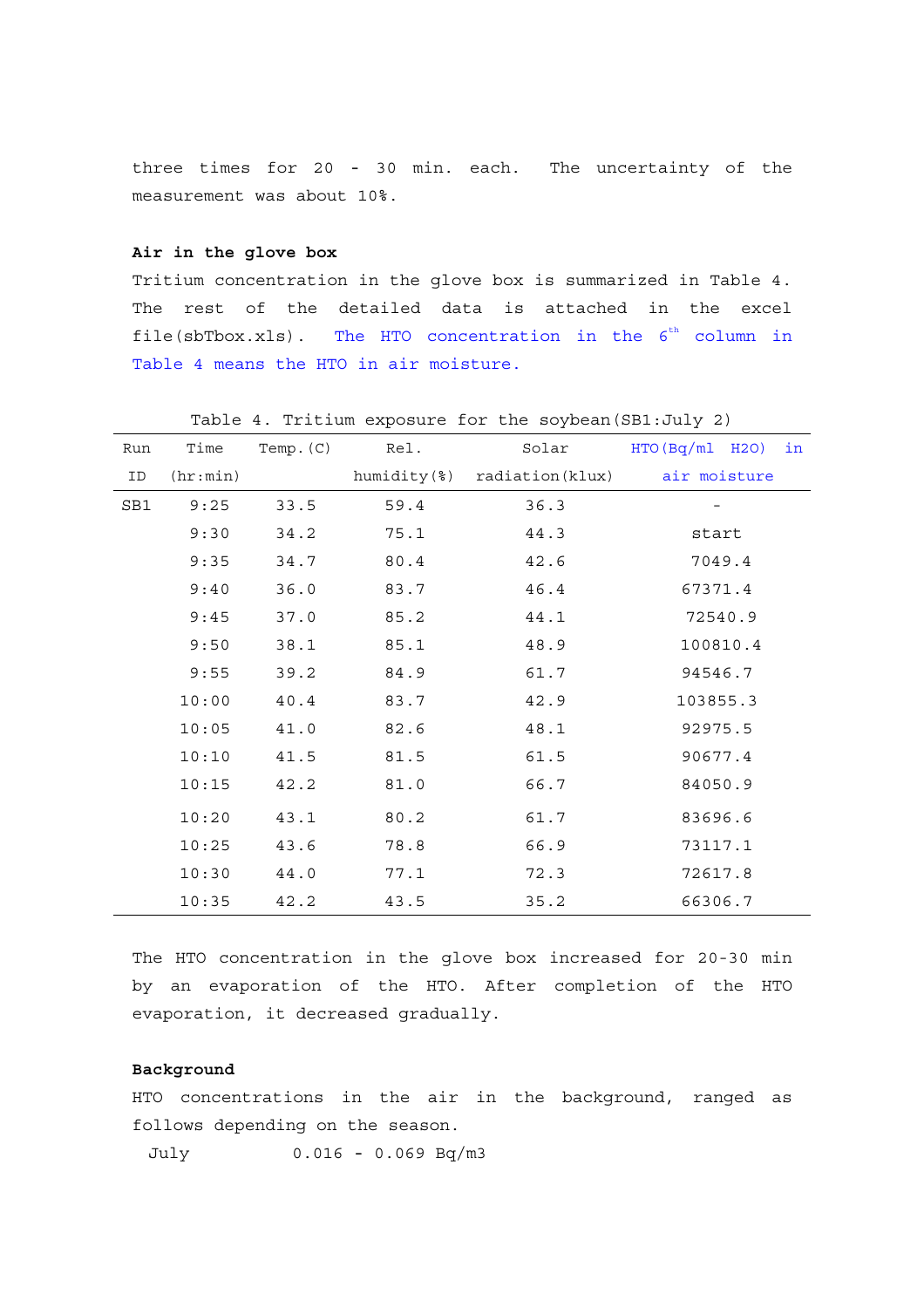three times for 20 - 30 min. each. The uncertainty of the measurement was about 10%.

**Air in the glove box**

Tritium concentration in the glove box is summarized in Table 4. The rest of the detailed data is attached in the excel file(sbTbox.xls). The HTO concentration in the 6th column in Table 4 means the HTO in air moisture.

Table 4. Tritium exposure for the soybean(SB1:July 2)

| Run ID | Time (hr:min) | Temp.(C) | Rel. humidity(%) | Solar radiation(klux) | HTO(Bq/ml H2O) in air moisture |
|---|---|---|---|---|---|
| SB1 | 9:25 | 33.5 | 59.4 | 36.3 | - |
| | 9:30 | 34.2 | 75.1 | 44.3 | start |
| | 9:35 | 34.7 | 80.4 | 42.6 | 7049.4 |
| | 9:40 | 36.0 | 83.7 | 46.4 | 67371.4 |
| | 9:45 | 37.0 | 85.2 | 44.1 | 72540.9 |
| | 9:50 | 38.1 | 85.1 | 48.9 | 100810.4 |
| | 9:55 | 39.2 | 84.9 | 61.7 | 94546.7 |
| | 10:00 | 40.4 | 83.7 | 42.9 | 103855.3 |
| | 10:05 | 41.0 | 82.6 | 48.1 | 92975.5 |
| | 10:10 | 41.5 | 81.5 | 61.5 | 90677.4 |
| | 10:15 | 42.2 | 81.0 | 66.7 | 84050.9 |
| | 10:20 | 43.1 | 80.2 | 61.7 | 83696.6 |
| | 10:25 | 43.6 | 78.8 | 66.9 | 73117.1 |
| | 10:30 | 44.0 | 77.1 | 72.3 | 72617.8 |
| | 10:35 | 42.2 | 43.5 | 35.2 | 66306.7 |

The HTO concentration in the glove box increased for 20-30 min by an evaporation of the HTO. After completion of the HTO evaporation, it decreased gradually.

**Background**

HTO concentrations in the air in the background, ranged as follows depending on the season.

July 0.016 - 0.069 Bq/m3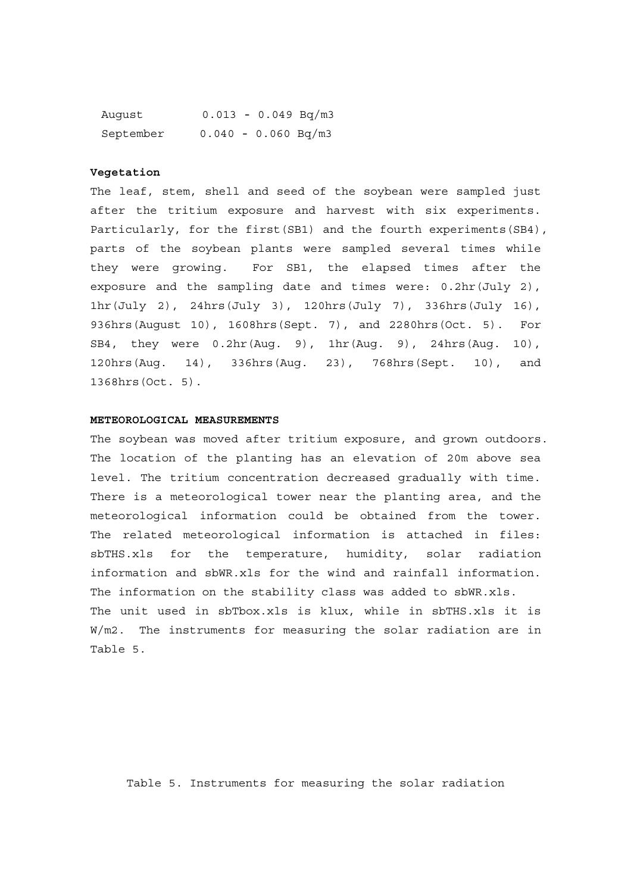| | |
|---|---|
| August | 0.013 - 0.049 Bq/m3 |
| September | 0.040 - 0.060 Bq/m3 |

**Vegetation**

The leaf, stem, shell and seed of the soybean were sampled just after the tritium exposure and harvest with six experiments. Particularly, for the first(SB1) and the fourth experiments(SB4), parts of the soybean plants were sampled several times while they were growing. For SB1, the elapsed times after the exposure and the sampling date and times were: 0.2hr(July 2), 1hr(July 2), 24hrs(July 3), 120hrs(July 7), 336hrs(July 16), 936hrs(August 10), 1608hrs(Sept. 7), and 2280hrs(Oct. 5). For SB4, they were 0.2hr(Aug. 9), 1hr(Aug. 9), 24hrs(Aug. 10), 120hrs(Aug. 14), 336hrs(Aug. 23), 768hrs(Sept. 10), and 1368hrs(Oct. 5).

**METEOROLOGICAL MEASUREMENTS**

The soybean was moved after tritium exposure, and grown outdoors. The location of the planting has an elevation of 20m above sea level. The tritium concentration decreased gradually with time. There is a meteorological tower near the planting area, and the meteorological information could be obtained from the tower. The related meteorological information is attached in files: sbTHS.xls for the temperature, humidity, solar radiation information and sbWR.xls for the wind and rainfall information. The information on the stability class was added to sbWR.xls.
The unit used in sbTbox.xls is klux, while in sbTHS.xls it is W/m2. The instruments for measuring the solar radiation are in Table 5.

Table 5. Instruments for measuring the solar radiation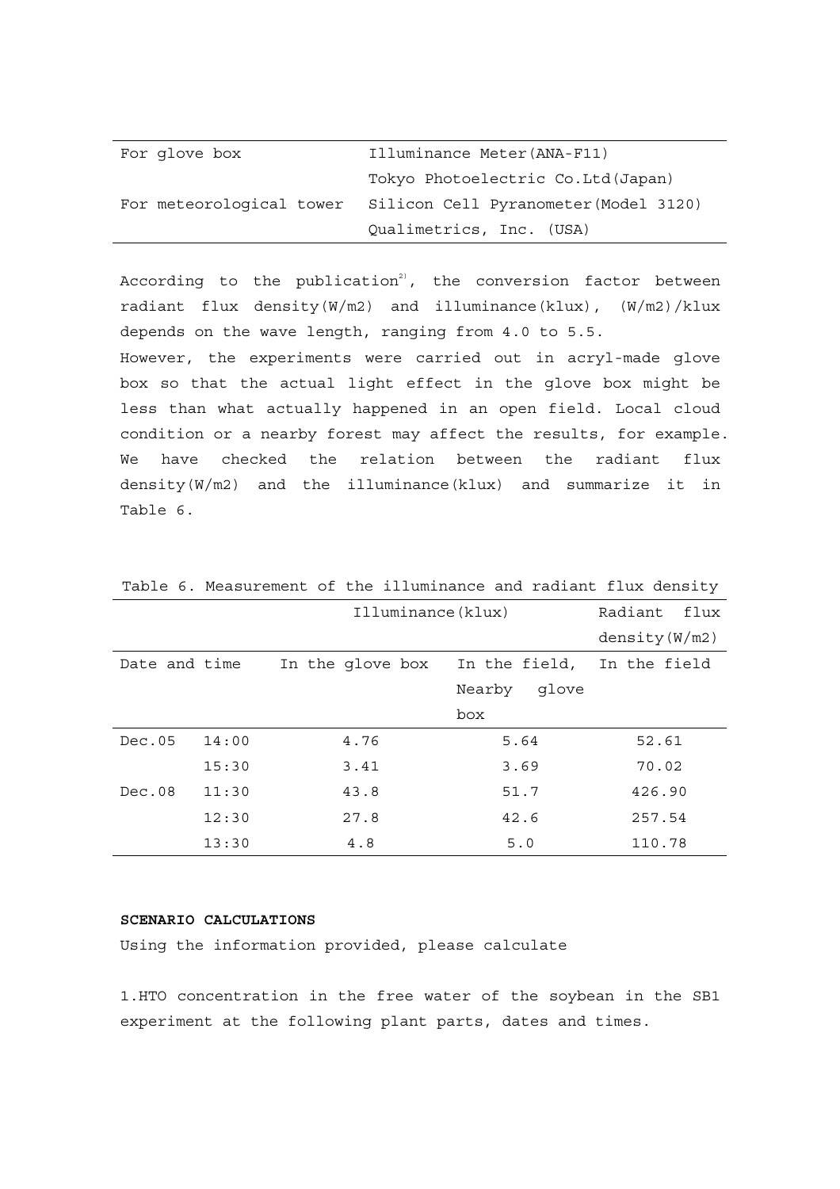| | |
|---|---|
| For glove box | Illuminance Meter(ANA-F11) |
| | Tokyo Photoelectric Co.Ltd(Japan) |
| For meteorological tower | Silicon Cell Pyranometer(Model 3120) |
| | Qualimetrics, Inc. (USA) |

According to the publication[2], the conversion factor between radiant flux density(W/m2) and illuminance(klux), (W/m2)/klux depends on the wave length, ranging from 4.0 to 5.5.
However, the experiments were carried out in acryl-made glove box so that the actual light effect in the glove box might be less than what actually happened in an open field. Local cloud condition or a nearby forest may affect the results, for example. We have checked the relation between the radiant flux density(W/m2) and the illuminance(klux) and summarize it in Table 6.

Table 6. Measurement of the illuminance and radiant flux density

| Date and time | | Illuminance(klux) In the glove box | Illuminance(klux) In the field, Nearby glove box | Radiant flux density(W/m2) In the field |
|---|---|---|---|---|
| Dec.05 | 14:00 | 4.76 | 5.64 | 52.61 |
| | 15:30 | 3.41 | 3.69 | 70.02 |
| Dec.08 | 11:30 | 43.8 | 51.7 | 426.90 |
| | 12:30 | 27.8 | 42.6 | 257.54 |
| | 13:30 | 4.8 | 5.0 | 110.78 |

**SCENARIO CALCULATIONS**

Using the information provided, please calculate

1.HTO concentration in the free water of the soybean in the SB1 experiment at the following plant parts, dates and times.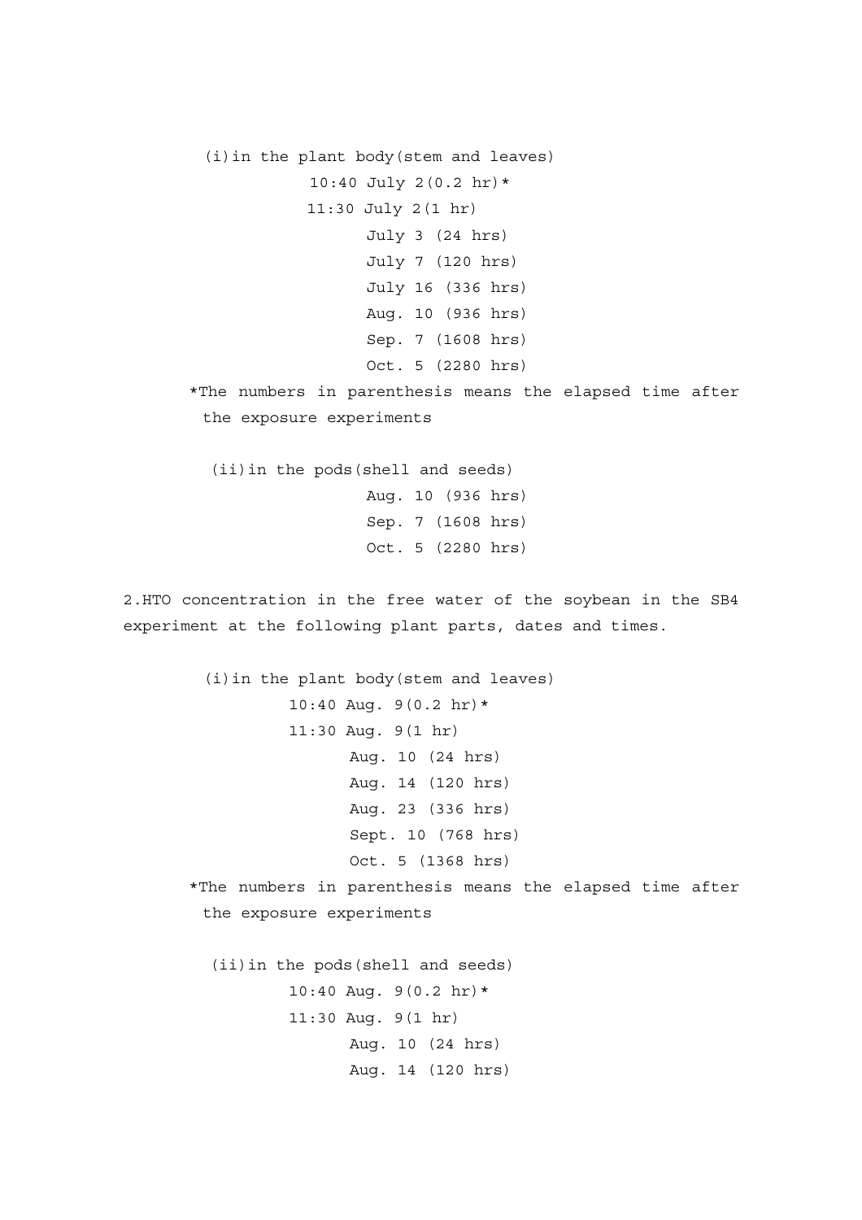(i) in the plant body (stem and leaves)

10:40 July 2 (0.2 hr)*
11:30 July 2 (1 hr)
July 3 (24 hrs)
July 7 (120 hrs)
July 16 (336 hrs)
Aug. 10 (936 hrs)
Sep. 7 (1608 hrs)
Oct. 5 (2280 hrs)

*The numbers in parenthesis means the elapsed time after the exposure experiments

(ii) in the pods (shell and seeds)

Aug. 10 (936 hrs)
Sep. 7 (1608 hrs)
Oct. 5 (2280 hrs)

2. HTO concentration in the free water of the soybean in the SB4 experiment at the following plant parts, dates and times.

(i) in the plant body (stem and leaves)

10:40 Aug. 9 (0.2 hr)*
11:30 Aug. 9 (1 hr)
Aug. 10 (24 hrs)
Aug. 14 (120 hrs)
Aug. 23 (336 hrs)
Sept. 10 (768 hrs)
Oct. 5 (1368 hrs)

*The numbers in parenthesis means the elapsed time after the exposure experiments

(ii) in the pods (shell and seeds)

10:40 Aug. 9 (0.2 hr)*
11:30 Aug. 9 (1 hr)
Aug. 10 (24 hrs)
Aug. 14 (120 hrs)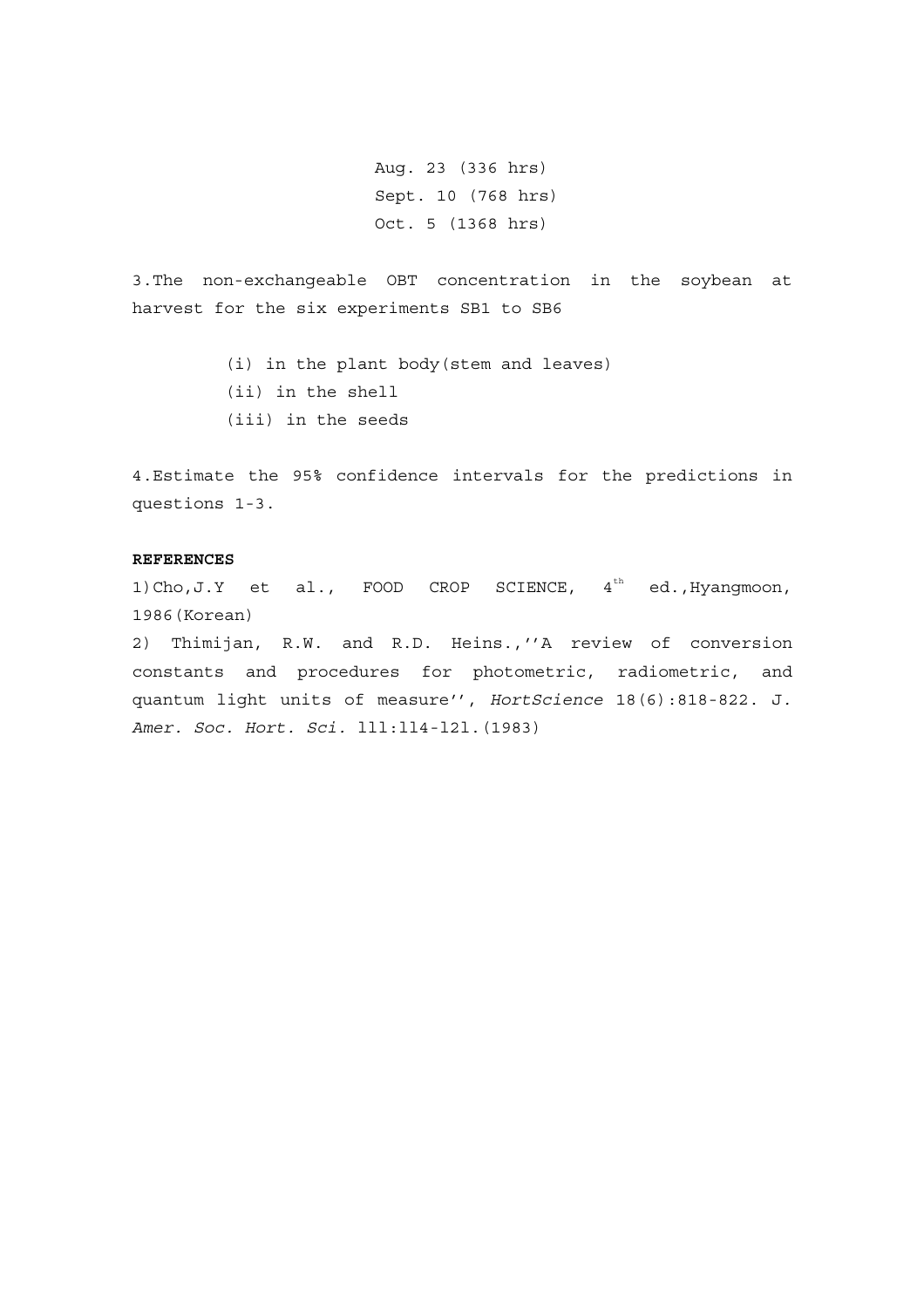Aug. 23 (336 hrs)
Sept. 10 (768 hrs)
Oct. 5 (1368 hrs)

3. The non-exchangeable OBT concentration in the soybean at harvest for the six experiments SB1 to SB6

(i) in the plant body(stem and leaves)
(ii) in the shell
(iii) in the seeds

4. Estimate the 95% confidence intervals for the predictions in questions 1-3.

**REFERENCES**

1) Cho, J.Y et al., FOOD CROP SCIENCE, 4th ed., Hyangmoon, 1986(Korean)

2) Thimijan, R.W. and R.D. Heins., ''A review of conversion constants and procedures for photometric, radiometric, and quantum light units of measure'', *HortScience* 18(6):818-822. J. *Amer. Soc. Hort. Sci.* 111:114-121.(1983)